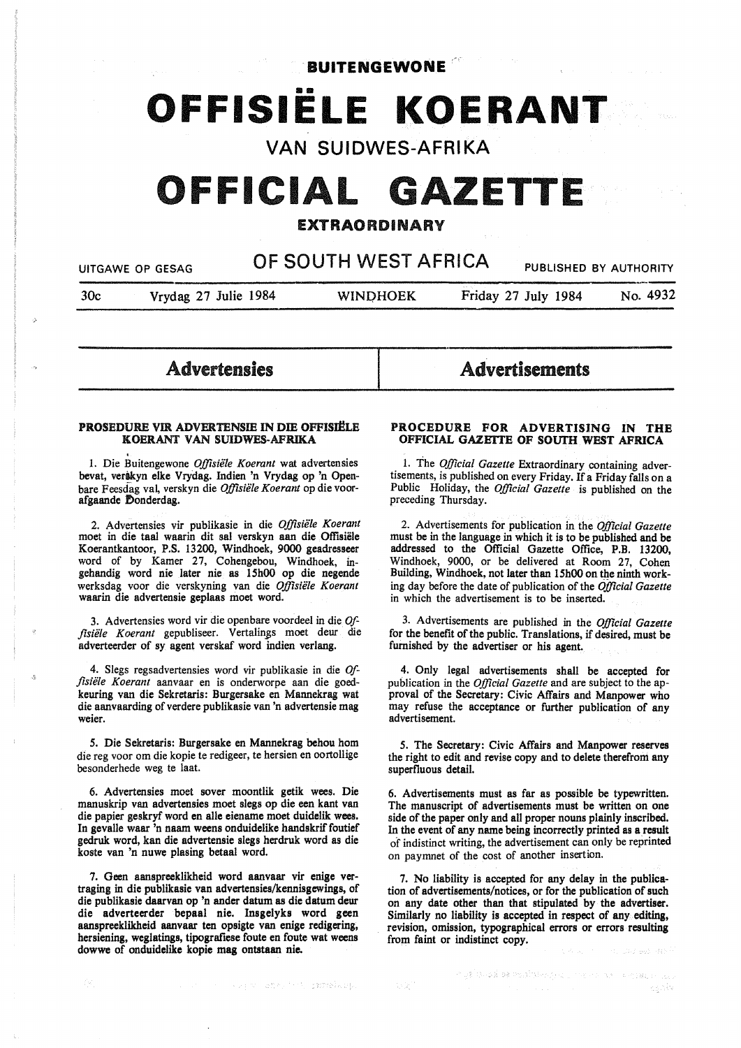**BUITENGEWONE**

# OFFISIËLE KOERANT

## VAN SUIDWES-AFRIKA

# OFFICIAL GAZETTE

**EXTRAORDINARY**

## OF SOUTH WEST AFRICA

UITGAWE OP GESAG — PUBLISHED BY AUTHORITY

30c — Vrydag 27 Julie 1984 — WINDHOEK — Friday 27 July 1984 — No. 4932

# Advertensies

### PROSEDURE VIR ADVERTENSIE IN DIE OFFISIËLE KOERANT VAN SUIDWES-AFRIKA

1. Die Buitengewone *Offisiële Koerant* wat advertensies bevat, verskyn elke Vrydag. Indien 'n Vrydag op 'n Openbare Feesdag val, verskyn die *Offisiële Koerant* op die voorafgaande Donderdag.

2. Advertensies vir publikasie in die *Offisiële Koerant* moet in die taal waarin dit sal verskyn aan die Offisiële Koerantkantoor, P.S. 13200, Windhoek, 9000 geadresseer word of by Kamer 27, Cohengebou, Windhoek, ingehandig word nie later nie as 15h00 op die negende werksdag voor die verskyning van die *Offisiële Koerant* waarin die advertensie geplaas moet word.

3. Advertensies word vir die openbare voordeel in die *Offisiële Koerant* gepubliseer. Vertalings moet deur die adverteerder of sy agent verskaf word indien verlang.

4. Slegs regsadvertensies word vir publikasie in die *Offisiële Koerant* aanvaar en is onderworpe aan die goedkeuring van die Sekretaris: Burgersake en Mannekrag wat die aanvaarding of verdere publikasie van 'n advertensie mag weier.

5. Die Sekretaris: Burgersake en Mannekrag behou hom die reg voor om die kopie te redigeer, te hersien en oortollige besonderhede weg te laat.

6. Advertensies moet sover moontlik getik wees. Die manuskrip van advertensies moet slegs op die een kant van die papier geskryf word en alle eiename moet duidelik wees. In gevalle waar 'n naam weens onduidelike handskrif foutief gedruk word, kan die advertensie slegs herdruk word as die koste van 'n nuwe plasing betaal word.

7. Geen aanspreeklikheid word aanvaar vir enige vertraging in die publikasie van advertensies/kennisgewings, of die publikasie daarvan op 'n ander datum as die datum deur die adverteerder bepaal nie. Insgelyks word geen aanspreeklikheid aanvaar ten opsigte van enige redigering, hersiening, weglatings, tipografiese foute en foute wat weens dowwe of onduidelike kopie mag ontstaan nie.

# Advertisements

### PROCEDURE FOR ADVERTISING IN THE OFFICIAL GAZETTE OF SOUTH WEST AFRICA

1. The *Official Gazette* Extraordinary containing advertisements, is published on every Friday. If a Friday falls on a Public Holiday, the *Official Gazette* is published on the preceding Thursday.

2. Advertisements for publication in the *Official Gazette* must be in the language in which it is to be published and be addressed to the Official Gazette Office, P.B. 13200, Windhoek, 9000, or be delivered at Room 27, Cohen Building, Windhoek, not later than 15h00 on the ninth working day before the date of publication of the *Official Gazette* in which the advertisement is to be inserted.

3. Advertisements are published in the *Official Gazette* for the benefit of the public. Translations, if desired, must be furnished by the advertiser or his agent.

4. Only legal advertisements shall be accepted for publication in the *Official Gazette* and are subject to the approval of the Secretary: Civic Affairs and Manpower who may refuse the acceptance or further publication of any advertisement.

5. The Secretary: Civic Affairs and Manpower reserves the right to edit and revise copy and to delete therefrom any superfluous detail.

6. Advertisements must as far as possible be typewritten. The manuscript of advertisements must be written on one side of the paper only and all proper nouns plainly inscribed. In the event of any name being incorrectly printed as a result of indistinct writing, the advertisement can only be reprinted on paymnet of the cost of another insertion.

7. No liability is accepted for any delay in the publication of advertisements/notices, or for the publication of such on any date other than that stipulated by the advertiser. Similarly no liability is accepted in respect of any editing, revision, omission, typographical errors or errors resulting from faint or indistinct copy.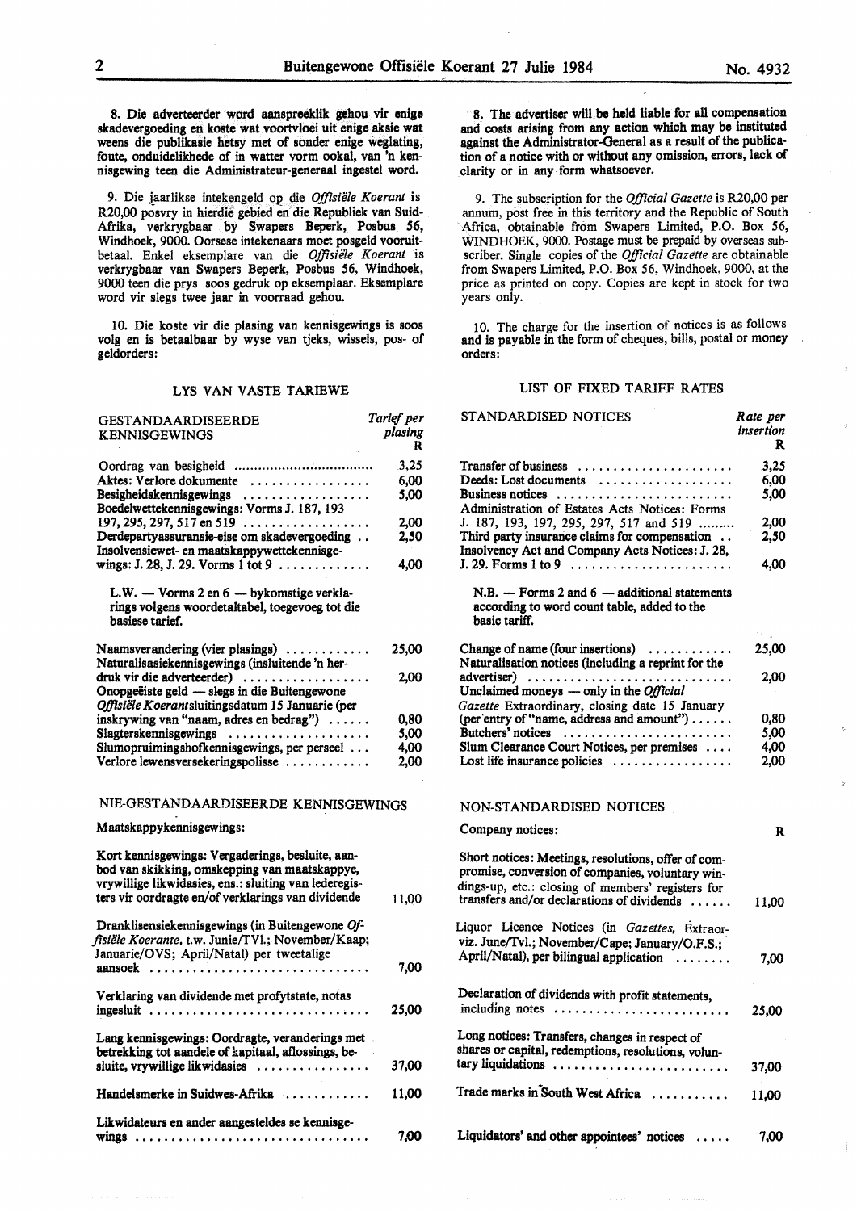8. Die adverteerder word aanspreeklik gehou vir enige skadevergoeding en koste wat voortvloei uit enige aksie wat weens die publikasie hetsy met of sonder enige weglating, foute, onduidelikhede of in watter vorm ookal, van 'n kennisgewing teen die Administrateur-generaal ingestel word.

9. Die jaarlikse intekengeld op die *Offisiële Koerant* is R20,00 posvry in hierdie gebied en die Republiek van Suid-Afrika, verkrygbaar by Swapers Beperk, Posbus 56, Windhoek, 9000. Oorsese intekenaars moet posgeld vooruitbetaal. Enkel eksemplare van die *Offisiële Koerant* is verkrygbaar van Swapers Beperk, Posbus 56, Windhoek, 9000 teen die prys soos gedruk op eksemplaar. Eksemplare word vir slegs twee jaar in voorraad gehou.

10. Die koste vir die plasing van kennisgewings is soos volg en is betaalbaar by wyse van tjeks, wissels, pos- of geldorders:

### LYS VAN VASTE TARIEWE

| GESTANDAARDISEERDE KENNISGEWINGS | *Tarief per plasing* R |
|---|---|
| Oordrag van besigheid | 3,25 |
| Aktes: Verlore dokumente | 6,00 |
| Besigheidskennisgewings | 5,00 |
| Boedelwettekennisgewings: Vorms J. 187, 193 197, 295, 297, 517 en 519 | 2,00 |
| Derdepartyassuransie-eise om skadevergoeding | 2,50 |
| Insolvensiewet- en maatskappywettekennisgewings: J. 28, J. 29. Vorms 1 tot 9 | 4,00 |
| L.W. — Vorms 2 en 6 — bykomstige verklarings volgens woordetaltabel, toegevoeg tot die basiese tarief. | |
| Naamsverandering (vier plasings) | 25,00 |
| Naturalisasiekennisgewings (insluitende 'n herdruk vir die adverteerder) | 2,00 |
| Onopgeëiste geld — slegs in die Buitengewone *Offisiële Koerant* sluitingsdatum 15 Januarie (per inskrywing van "naam, adres en bedrag") | 0,80 |
| Slagterskennisgewings | 5,00 |
| Slumopruimingshofkennisgewings, per perseel | 4,00 |
| Verlore lewensversekeringspolisse | 2,00 |

### NIE-GESTANDAARDISEERDE KENNISGEWINGS

Maatskappykennisgewings:

| | |
|---|---|
| Kort kennisgewings: Vergaderings, besluite, aanbod van skikking, omskepping van maatskappye, vrywillige likwidasies, ens.: sluiting van lederegisters vir oordragte en/of verklarings van dividende | 11,00 |
| Dranklisensiekennisgewings (in Buitengewone *Offisiële Koerante*, t.w. Junie/TVl.; November/Kaap; Januarie/OVS; April/Natal) per tweetalige aansoek | 7,00 |
| Verklaring van dividende met profytstate, notas ingesluit | 25,00 |
| Lang kennisgewings: Oordragte, veranderings met betrekking tot aandele of kapitaal, aflossings, besluite, vrywillige likwidasies | 37,00 |
| Handelsmerke in Suidwes-Afrika | 11,00 |
| Likwidateurs en ander aangesteldes se kennisgewings | 7,00 |

8. The advertiser will be held liable for all compensation and costs arising from any action which may be instituted against the Administrator-General as a result of the publication of a notice with or without any omission, errors, lack of clarity or in any form whatsoever.

9. The subscription for the *Official Gazette* is R20,00 per annum, post free in this territory and the Republic of South Africa, obtainable from Swapers Limited, P.O. Box 56, WINDHOEK, 9000. Postage must be prepaid by overseas subscriber. Single copies of the *Official Gazette* are obtainable from Swapers Limited, P.O. Box 56, Windhoek, 9000, at the price as printed on copy. Copies are kept in stock for two years only.

10. The charge for the insertion of notices is as follows and is payable in the form of cheques, bills, postal or money orders:

### LIST OF FIXED TARIFF RATES

| STANDARDISED NOTICES | *Rate per insertion* R |
|---|---|
| Transfer of business | 3,25 |
| Deeds: Lost documents | 6,00 |
| Business notices | 5,00 |
| Administration of Estates Acts Notices: Forms J. 187, 193, 197, 295, 297, 517 and 519 | 2,00 |
| Third party insurance claims for compensation | 2,50 |
| Insolvency Act and Company Acts Notices: J. 28, J. 29. Forms 1 to 9 | 4,00 |
| N.B. — Forms 2 and 6 — additional statements according to word count table, added to the basic tariff. | |
| Change of name (four insertions) | 25,00 |
| Naturalisation notices (including a reprint for the advertiser) | 2,00 |
| Unclaimed moneys — only in the *Official Gazette* Extraordinary, closing date 15 January (per entry of "name, address and amount") | 0,80 |
| Butchers' notices | 5,00 |
| Slum Clearance Court Notices, per premises | 4,00 |
| Lost life insurance policies | 2,00 |

### NON-STANDARDISED NOTICES

| Company notices: | R |
|---|---|
| Short notices: Meetings, resolutions, offer of compromise, conversion of companies, voluntary windings-up, etc.: closing of members' registers for transfers and/or declarations of dividends | 11,00 |
| Liquor Licence Notices (in *Gazettes*, Extraorviz. June/Tvl.; November/Cape; January/O.F.S.; April/Natal), per bilingual application | 7,00 |
| Declaration of dividends with profit statements, including notes | 25,00 |
| Long notices: Transfers, changes in respect of shares or capital, redemptions, resolutions, voluntary liquidations | 37,00 |
| Trade marks in South West Africa | 11,00 |
| Liquidators' and other appointees' notices | 7,00 |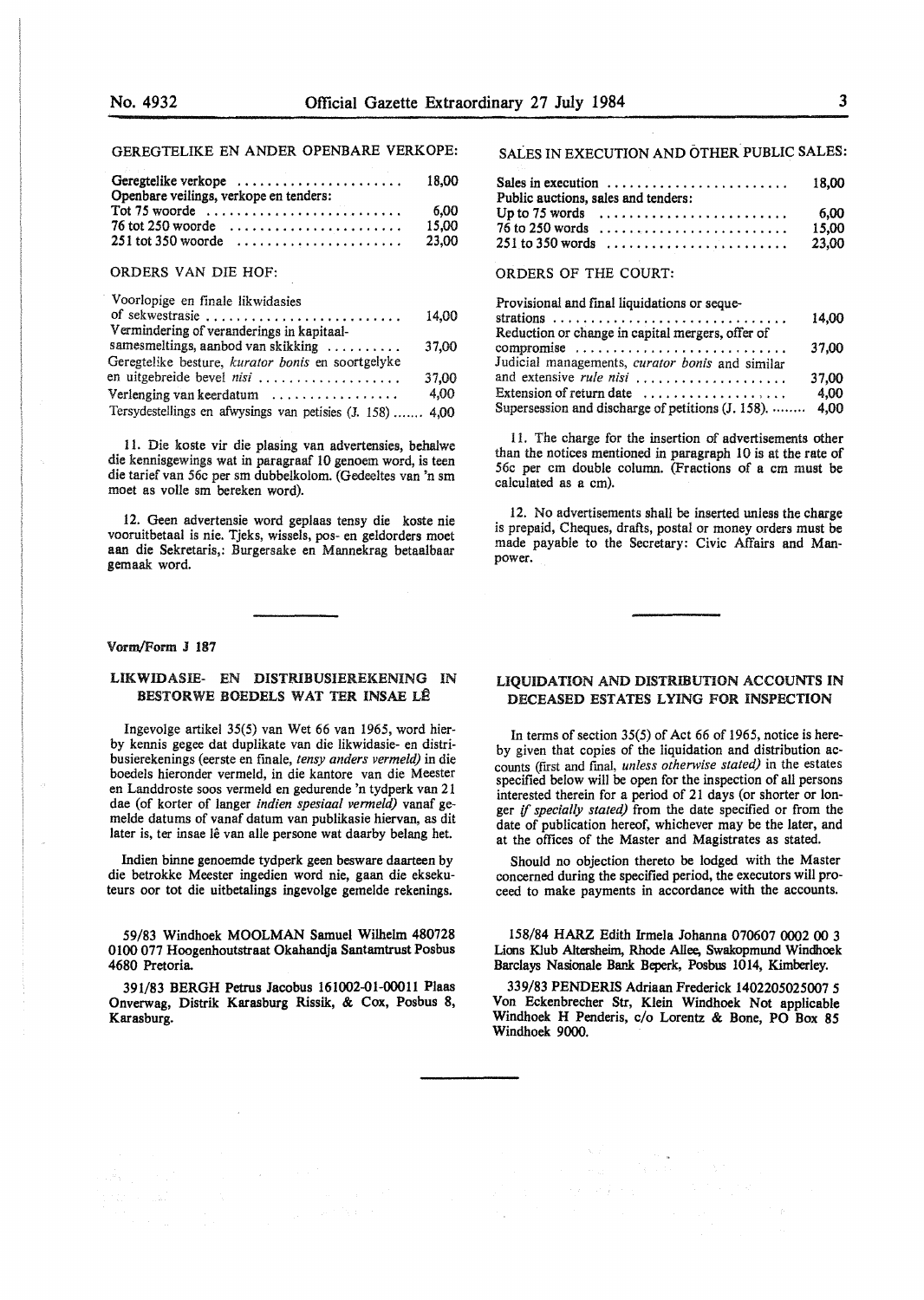GEREGTELIKE EN ANDER OPENBARE VERKOPE:

| | |
|---|---|
| Geregtelike verkope | 18,00 |
| Openbare veilings, verkope en tenders: | |
| Tot 75 woorde | 6,00 |
| 76 tot 250 woorde | 15,00 |
| 251 tot 350 woorde | 23,00 |

ORDERS VAN DIE HOF:

| | |
|---|---|
| Voorlopige en finale likwidasies of sekwestrasie | 14,00 |
| Vermindering of veranderings in kapitaalsamesmeltings, aanbod van skikking | 37,00 |
| Geregtelike besture, *kurator bonis* en soortgelyke en uitgebreide bevel *nisi* | 37,00 |
| Verlenging van keerdatum | 4,00 |
| Tersydestellings en afwysings van petisies (J. 158) | 4,00 |

11. Die koste vir die plasing van advertensies, behalwe die kennisgewings wat in paragraaf 10 genoem word, is teen die tarief van 56c per sm dubbelkolom. (Gedeeltes van 'n sm moet as volle sm bereken word).

12. Geen advertensie word geplaas tensy die koste nie vooruitbetaal is nie. Tjeks, wissels, pos- en geldorders moet aan die Sekretaris,: Burgersake en Mannekrag betaalbaar gemaak word.

SALES IN EXECUTION AND OTHER PUBLIC SALES:

| | |
|---|---|
| Sales in execution | 18,00 |
| Public auctions, sales and tenders: | |
| Up to 75 words | 6,00 |
| 76 to 250 words | 15,00 |
| 251 to 350 words | 23,00 |

ORDERS OF THE COURT:

| | |
|---|---|
| Provisional and final liquidations or sequestrations | 14,00 |
| Reduction or change in capital mergers, offer of compromise | 37,00 |
| Judicial managements, *curator bonis* and similar and extensive *rule nisi* | 37,00 |
| Extension of return date | 4,00 |
| Supersession and discharge of petitions (J. 158) | 4,00 |

11. The charge for the insertion of advertisements other than the notices mentioned in paragraph 10 is at the rate of 56c per cm double column. (Fractions of a cm must be calculated as a cm).

12. No advertisements shall be inserted unless the charge is prepaid, Cheques, drafts, postal or money orders must be made payable to the Secretary: Civic Affairs and Manpower.

---

Vorm/Form J 187

## LIKWIDASIE- EN DISTRIBUSIEREKENING IN BESTORWE BOEDELS WAT TER INSAE LÊ

Ingevolge artikel 35(5) van Wet 66 van 1965, word hierby kennis gegee dat duplikate van die likwidasie- en distribusierekenings (eerste en finale, *tensy anders vermeld)* in die boedels hieronder vermeld, in die kantore van die Meester en Landdroste soos vermeld en gedurende 'n tydperk van 21 dae (of korter of langer *indien spesiaal vermeld)* vanaf gemelde datums of vanaf datum van publikasie hiervan, as dit later is, ter insae lê van alle persone wat daarby belang het.

Indien binne genoemde tydperk geen besware daarteen by die betrokke Meester ingedien word nie, gaan die eksekuteurs oor tot die uitbetalings ingevolge gemelde rekenings.

59/83 Windhoek MOOLMAN Samuel Wilhelm 480728 0100 077 Hoogenhoutstraat Okahandja Santamtrust Posbus 4680 Pretoria.

391/83 BERGH Petrus Jacobus 161002-01-00011 Plaas Onverwag, Distrik Karasburg Rissik, & Cox, Posbus 8, Karasburg.

## LIQUIDATION AND DISTRIBUTION ACCOUNTS IN DECEASED ESTATES LYING FOR INSPECTION

In terms of section 35(5) of Act 66 of 1965, notice is hereby given that copies of the liquidation and distribution accounts (first and final, *unless otherwise stated)* in the estates specified below will be open for the inspection of all persons interested therein for a period of 21 days (or shorter or longer *if specially stated)* from the date specified or from the date of publication hereof, whichever may be the later, and at the offices of the Master and Magistrates as stated.

Should no objection thereto be lodged with the Master concerned during the specified period, the executors will proceed to make payments in accordance with the accounts.

158/84 HARZ Edith Irmela Johanna 070607 0002 00 3 Lions Klub Altersheim, Rhode Allee, Swakopmund Windhoek Barclays Nasionale Bank Beperk, Posbus 1014, Kimberley.

339/83 PENDERIS Adriaan Frederick 1402205025007 5 Von Eckenbrecher Str, Klein Windhoek Not applicable Windhoek H Penderis, c/o Lorentz & Bone, PO Box 85 Windhoek 9000.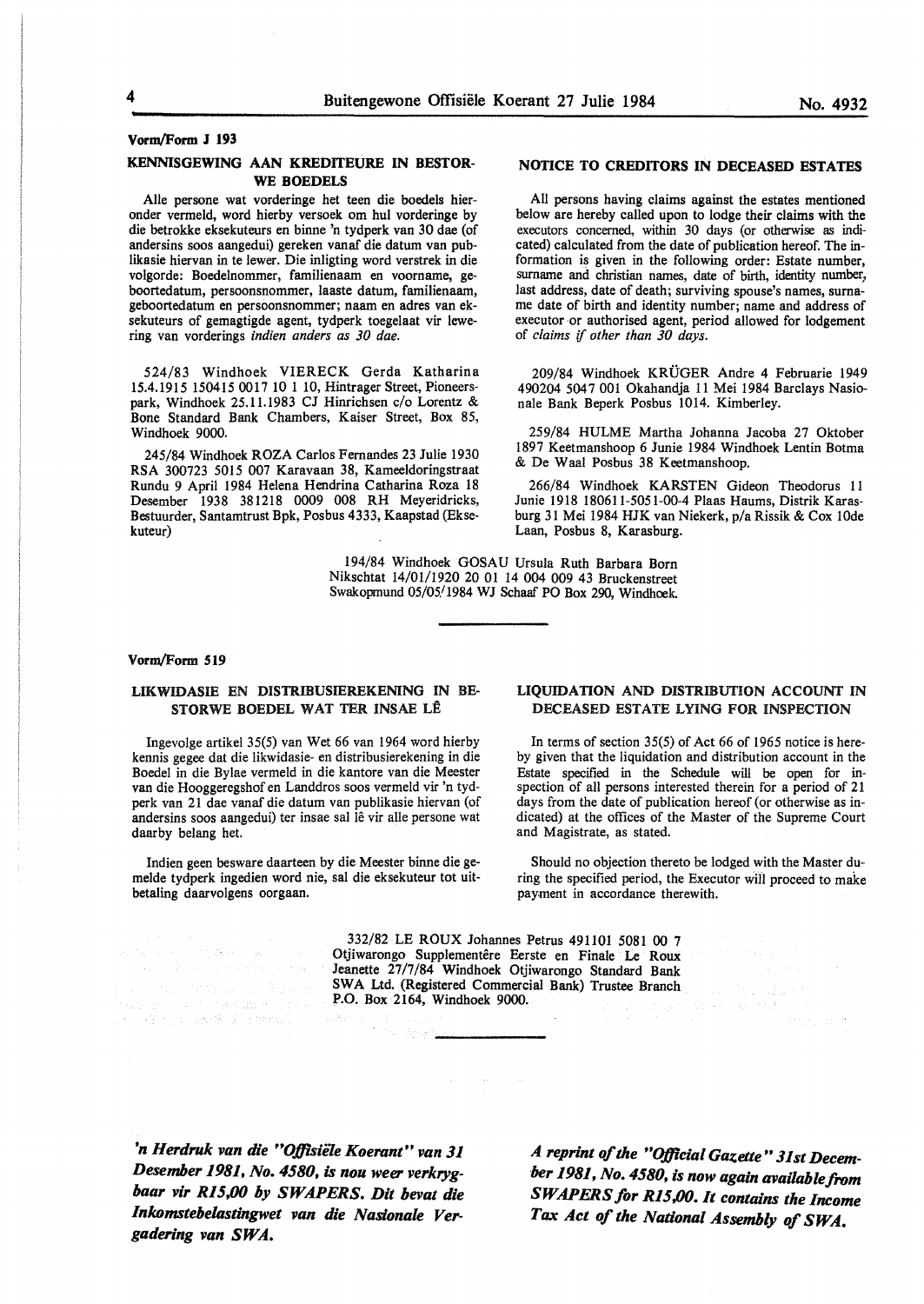Vorm/Form J 193

## KENNISGEWING AAN KREDITEURE IN BESTORWE BOEDELS

Alle persone wat vorderinge het teen die boedels hieronder vermeld, word hierby versoek om hul vorderinge by die betrokke eksekuteurs en binne 'n tydperk van 30 dae (of andersins soos aangedui) gereken vanaf die datum van publikasie hiervan in te lewer. Die inligting word verstrek in die volgorde: Boedelnommer, familienaam en voorname, geboortedatum, persoonsnommer, laaste datum, familienaam, geboortedatum en persoonsnommer; naam en adres van eksekuteurs of gemagtigde agent, tydperk toegelaat vir lewering van vorderings *indien anders as 30 dae.*

## NOTICE TO CREDITORS IN DECEASED ESTATES

All persons having claims against the estates mentioned below are hereby called upon to lodge their claims with the executors concerned, within 30 days (or otherwise as indicated) calculated from the date of publication hereof. The information is given in the following order: Estate number, surname and christian names, date of birth, identity number, last address, date of death; surviving spouse's names, surname date of birth and identity number; name and address of executor or authorised agent, period allowed for lodgement of *claims if other than 30 days.*

524/83 Windhoek VIERECK Gerda Katharina 15.4.1915 150415 0017 10 1 10, Hintrager Street, Pioneerspark, Windhoek 25.11.1983 CJ Hinrichsen c/o Lorentz & Bone Standard Bank Chambers, Kaiser Street, Box 85, Windhoek 9000.

245/84 Windhoek ROZA Carlos Fernandes 23 Julie 1930 RSA 300723 5015 007 Karavaan 38, Kameeldoringstraat Rundu 9 April 1984 Helena Hendrina Catharina Roza 18 Desember 1938 381218 0009 008 RH Meyeridricks, Bestuurder, Santamtrust Bpk, Posbus 4333, Kaapstad (Eksekuteur)

209/84 Windhoek KRÜGER Andre 4 Februarie 1949 490204 5047 001 Okahandja 11 Mei 1984 Barclays Nasionale Bank Beperk Posbus 1014. Kimberley.

259/84 HULME Martha Johanna Jacoba 27 Oktober 1897 Keetmanshoop 6 Junie 1984 Windhoek Lentin Botma & De Waal Posbus 38 Keetmanshoop.

266/84 Windhoek KARSTEN Gideon Theodorus 11 Junie 1918 180611-5051-00-4 Plaas Haums, Distrik Karasburg 31 Mei 1984 HJK van Niekerk, p/a Rissik & Cox 10de Laan, Posbus 8, Karasburg.

194/84 Windhoek GOSAU Ursula Ruth Barbara Born Nikschtat 14/01/1920 20 01 14 004 009 43 Bruckenstreet Swakopmund 05/05/1984 WJ Schaaf PO Box 290, Windhoek.

---

Vorm/Form 519

## LIKWIDASIE EN DISTRIBUSIEREKENING IN BESTORWE BOEDEL WAT TER INSAE LÊ

Ingevolge artikel 35(5) van Wet 66 van 1964 word hierby kennis gegee dat die likwidasie- en distribusierekening in die Boedel in die Bylae vermeld in die kantore van die Meester van die Hooggeregshof en Landdros soos vermeld vir 'n tydperk van 21 dae vanaf die datum van publikasie hiervan (of andersins soos aangedui) ter insae sal lê vir alle persone wat daarby belang het.

Indien geen besware daarteen by die Meester binne die gemelde tydperk ingedien word nie, sal die eksekuteur tot uitbetaling daarvolgens oorgaan.

## LIQUIDATION AND DISTRIBUTION ACCOUNT IN DECEASED ESTATE LYING FOR INSPECTION

In terms of section 35(5) of Act 66 of 1965 notice is hereby given that the liquidation and distribution account in the Estate specified in the Schedule will be open for inspection of all persons interested therein for a period of 21 days from the date of publication hereof (or otherwise as indicated) at the offices of the Master of the Supreme Court and Magistrate, as stated.

Should no objection thereto be lodged with the Master during the specified period, the Executor will proceed to make payment in accordance therewith.

332/82 LE ROUX Johannes Petrus 491101 5081 00 7 Otjiwarongo Supplementêre Eerste en Finale Le Roux Jeanette 27/7/84 Windhoek Otjiwarongo Standard Bank SWA Ltd. (Registered Commercial Bank) Trustee Branch P.O. Box 2164, Windhoek 9000.

---

***'n Herdruk van die "Offisiële Koerant" van 31 Desember 1981, No. 4580, is nou weer verkrygbaar vir R15,00 by SWAPERS. Dit bevat die Inkomstebelastingwet van die Nasionale Vergadering van SWA.***

***A reprint of the "Official Gazette" 31st December 1981, No. 4580, is now again available from SWAPERS for R15,00. It contains the Income Tax Act of the National Assembly of SWA.***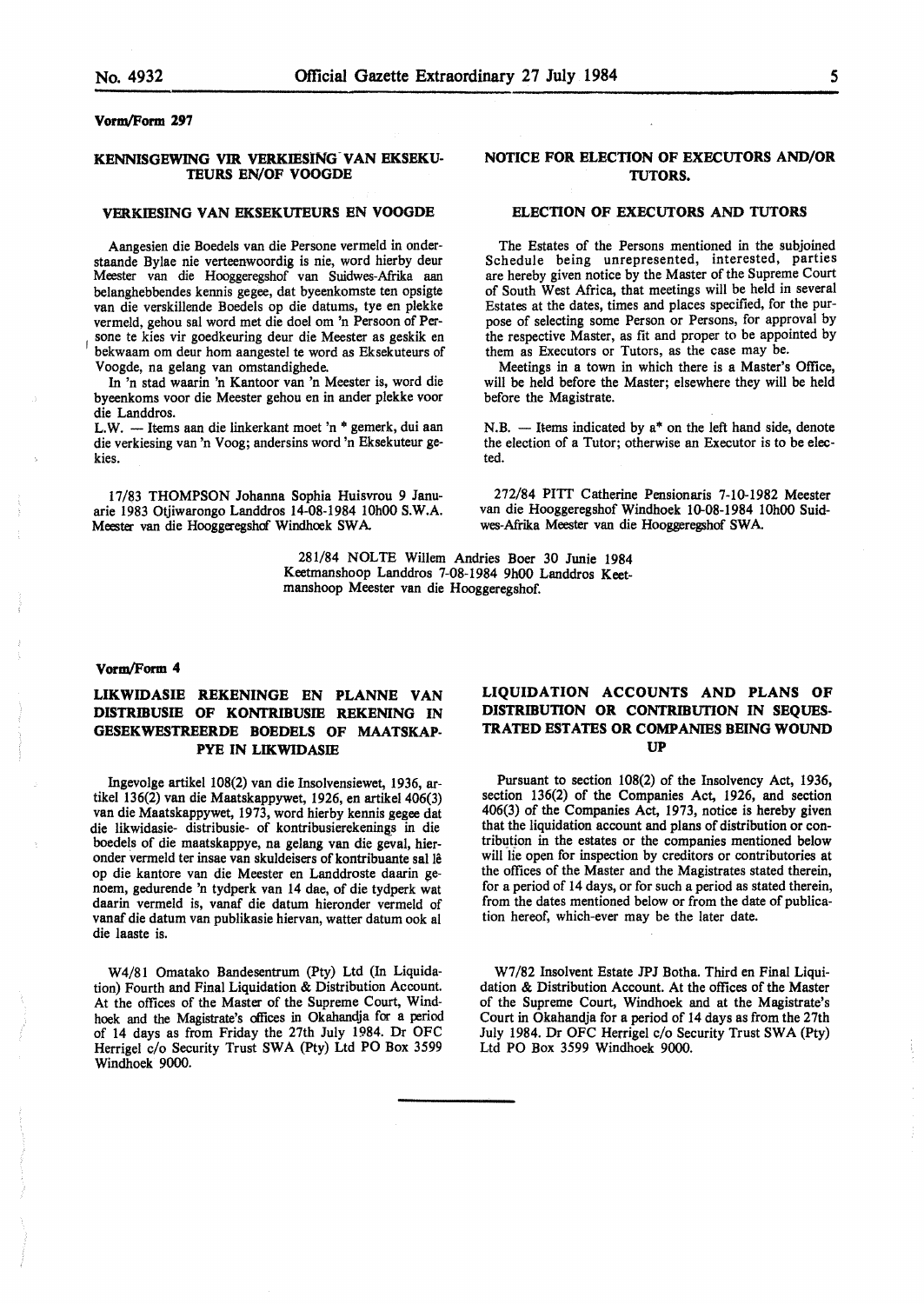**Vorm/Form 297**

## KENNISGEWING VIR VERKIESING VAN EKSEKUTEURS EN/OF VOOGDE

### VERKIESING VAN EKSEKUTEURS EN VOOGDE

Aangesien die Boedels van die Persone vermeld in onderstaande Bylae nie verteenwoordig is nie, word hierby deur Meester van die Hooggeregshof van Suidwes-Afrika aan belanghebbendes kennis gegee, dat byeenkomste ten opsigte van die verskillende Boedels op die datums, tye en plekke vermeld, gehou sal word met die doel om 'n Persoon of Persone te kies vir goedkeuring deur die Meester as geskik en bekwaam om deur hom aangestel te word as Eksekuteurs of Voogde, na gelang van omstandighede.

In 'n stad waarin 'n Kantoor van 'n Meester is, word die byeenkoms voor die Meester gehou en in ander plekke voor die Landdros.

L.W. — Items aan die linkerkant moet 'n * gemerk, dui aan die verkiesing van 'n Voog; andersins word 'n Eksekuteur gekies.

## NOTICE FOR ELECTION OF EXECUTORS AND/OR TUTORS.

### ELECTION OF EXECUTORS AND TUTORS

The Estates of the Persons mentioned in the subjoined Schedule being unrepresented, interested, parties are hereby given notice by the Master of the Supreme Court of South West Africa, that meetings will be held in several Estates at the dates, times and places specified, for the purpose of selecting some Person or Persons, for approval by the respective Master, as fit and proper to be appointed by them as Executors or Tutors, as the case may be.

Meetings in a town in which there is a Master's Office, will be held before the Master; elsewhere they will be held before the Magistrate.

N.B. — Items indicated by a* on the left hand side, denote the election of a Tutor; otherwise an Executor is to be elected.

17/83 THOMPSON Johanna Sophia Huisvrou 9 Januarie 1983 Otjiwarongo Landdros 14-08-1984 10h00 S.W.A. Meester van die Hooggeregshof Windhoek SWA.

272/84 PITT Catherine Pensionaris 7-10-1982 Meester van die Hooggeregshof Windhoek 10-08-1984 10h00 Suidwes-Afrika Meester van die Hooggeregshof SWA.

281/84 NOLTE Willem Andries Boer 30 Junie 1984 Keetmanshoop Landdros 7-08-1984 9h00 Landdros Keetmanshoop Meester van die Hooggeregshof.

**Vorm/Form 4**

## LIKWIDASIE REKENINGE EN PLANNE VAN DISTRIBUSIE OF KONTRIBUSIE REKENING IN GESEKWESTREERDE BOEDELS OF MAATSKAPPYE IN LIKWIDASIE

Ingevolge artikel 108(2) van die Insolvensiewet, 1936, artikel 136(2) van die Maatskappywet, 1926, en artikel 406(3) van die Maatskappywet, 1973, word hierby kennis gegee dat die likwidasie- distribusie- of kontribusierekenings in die boedels of die maatskappye, na gelang van die geval, hieronder vermeld ter insae van skuldeisers of kontribuante sal lê op die kantore van die Meester en Landdroste daarin genoem, gedurende 'n tydperk van 14 dae, of die tydperk wat daarin vermeld is, vanaf die datum hieronder vermeld of vanaf die datum van publikasie hiervan, watter datum ook al die laaste is.

## LIQUIDATION ACCOUNTS AND PLANS OF DISTRIBUTION OR CONTRIBUTION IN SEQUESTRATED ESTATES OR COMPANIES BEING WOUND UP

Pursuant to section 108(2) of the Insolvency Act, 1936, section 136(2) of the Companies Act, 1926, and section 406(3) of the Companies Act, 1973, notice is hereby given that the liquidation account and plans of distribution or contribution in the estates or the companies mentioned below will lie open for inspection by creditors or contributories at the offices of the Master and the Magistrates stated therein, for a period of 14 days, or for such a period as stated therein, from the dates mentioned below or from the date of publication hereof, which-ever may be the later date.

W4/81 Omatako Bandesentrum (Pty) Ltd (In Liquidation) Fourth and Final Liquidation & Distribution Account. At the offices of the Master of the Supreme Court, Windhoek and the Magistrate's offices in Okahandja for a period of 14 days as from Friday the 27th July 1984. Dr OFC Herrigel c/o Security Trust SWA (Pty) Ltd PO Box 3599 Windhoek 9000.

W7/82 Insolvent Estate JPJ Botha. Third en Final Liquidation & Distribution Account. At the offices of the Master of the Supreme Court, Windhoek and at the Magistrate's Court in Okahandja for a period of 14 days as from the 27th July 1984. Dr OFC Herrigel c/o Security Trust SWA (Pty) Ltd PO Box 3599 Windhoek 9000.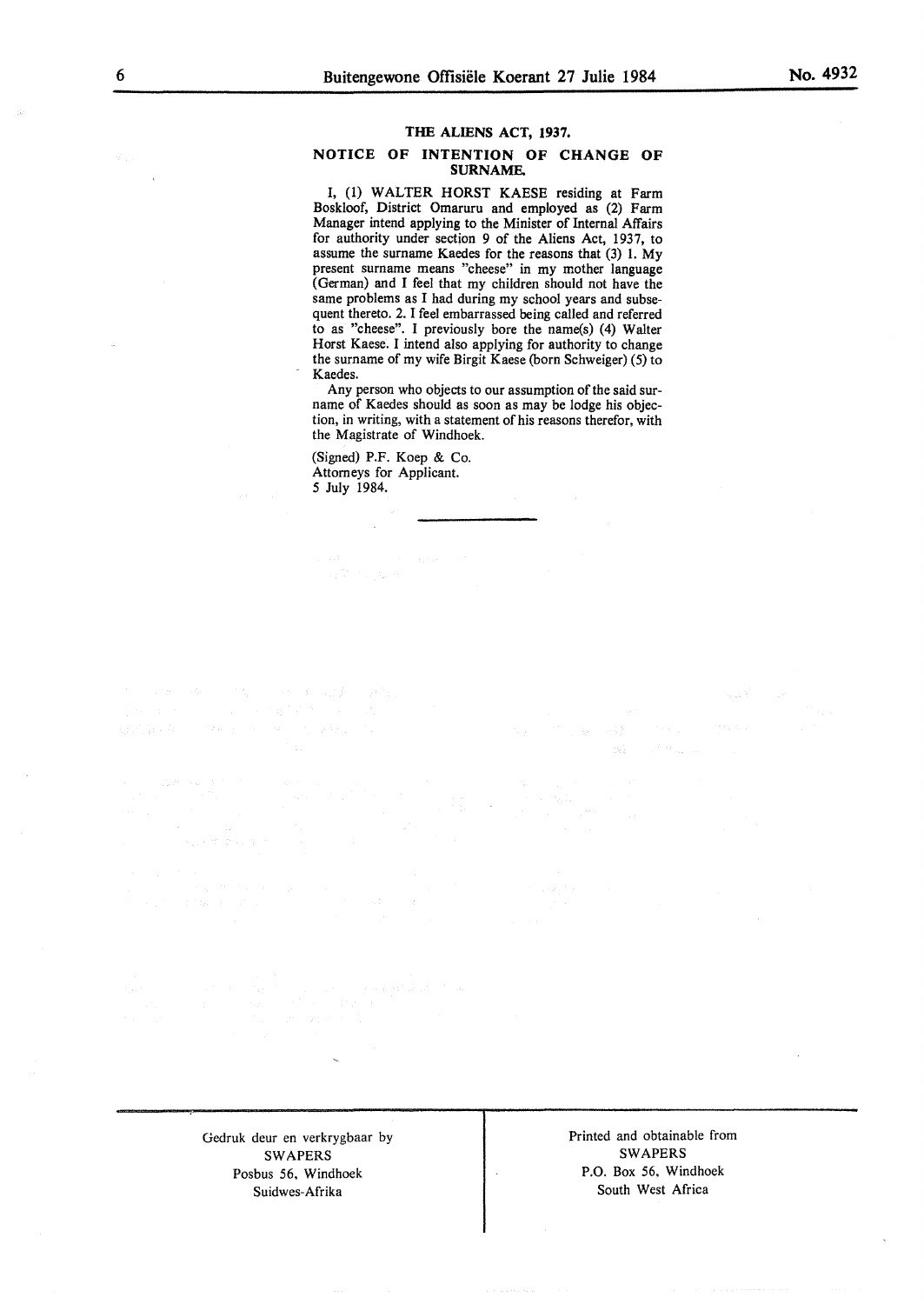## THE ALIENS ACT, 1937.

### NOTICE OF INTENTION OF CHANGE OF SURNAME.

I, (1) WALTER HORST KAESE residing at Farm Boskloof, District Omaruru and employed as (2) Farm Manager intend applying to the Minister of Internal Affairs for authority under section 9 of the Aliens Act, 1937, to assume the surname Kaedes for the reasons that (3) 1. My present surname means "cheese" in my mother language (German) and I feel that my children should not have the same problems as I had during my school years and subsequent thereto. 2. I feel embarrassed being called and referred to as "cheese". I previously bore the name(s) (4) Walter Horst Kaese. I intend also applying for authority to change the surname of my wife Birgit Kaese (born Schweiger) (5) to Kaedes.

Any person who objects to our assumption of the said surname of Kaedes should as soon as may be lodge his objection, in writing, with a statement of his reasons therefor, with the Magistrate of Windhoek.

(Signed) P.F. Koep & Co.
Attorneys for Applicant.
5 July 1984.

---

Gedruk deur en verkrygbaar by
SWAPERS
Posbus 56, Windhoek
Suidwes-Afrika

Printed and obtainable from
SWAPERS
P.O. Box 56, Windhoek
South West Africa